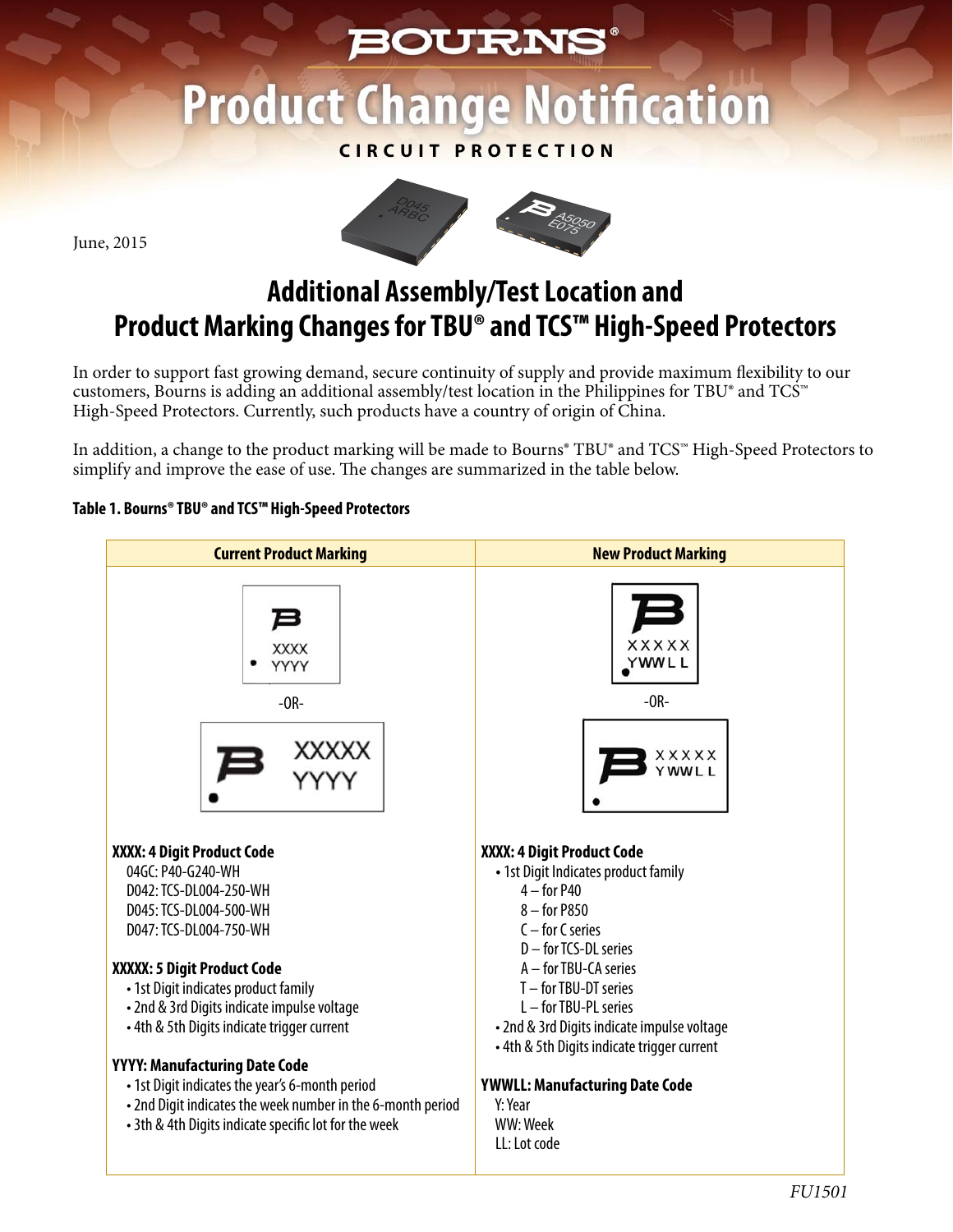# BOURNS®

# Product Change Notification

**CIRCUIT PROTECTION**

June, 2015

## Additional Assembly/Test Location and Product Marking Changes for TBU® and TCS™ High-Speed Protectors

In order to support fast growing demand, secure continuity of supply and provide maximum flexibility to our customers, Bourns is adding an additional assembly/test location in the Philippines for TBU® and TCS™ High-Speed Protectors. Currently, such products have a country of origin of China.

In addition, a change to the product marking will be made to Bourns® TBU® and TCS™ High-Speed Protectors to simplify and improve the ease of use. The changes are summarized in the table below.

**Table 1. Bourns® TBU® and TCS™ High-Speed Protectors**

| Current Product Marking | New Product Marking |
|---|---|
| XXXX<br>YYYY<br>-OR-<br>XXXXX<br>YYYY | XXXXX<br>YWWLL<br>-OR-<br>XXXXX<br>YWWLL |
| **XXXX: 4 Digit Product Code**<br>04GC: P40-G240-WH<br>D042: TCS-DL004-250-WH<br>D045: TCS-DL004-500-WH<br>D047: TCS-DL004-750-WH<br><br>**XXXXX: 5 Digit Product Code**<br>• 1st Digit indicates product family<br>• 2nd & 3rd Digits indicate impulse voltage<br>• 4th & 5th Digits indicate trigger current<br><br>**YYYY: Manufacturing Date Code**<br>• 1st Digit indicates the year's 6-month period<br>• 2nd Digit indicates the week number in the 6-month period<br>• 3th & 4th Digits indicate specific lot for the week | **XXXX: 4 Digit Product Code**<br>• 1st Digit Indicates product family<br>4 – for P40<br>8 – for P850<br>C – for C series<br>D – for TCS-DL series<br>A – for TBU-CA series<br>T – for TBU-DT series<br>L – for TBU-PL series<br>• 2nd & 3rd Digits indicate impulse voltage<br>• 4th & 5th Digits indicate trigger current<br><br>**YWWLL: Manufacturing Date Code**<br>Y: Year<br>WW: Week<br>LL: Lot code |

FU1501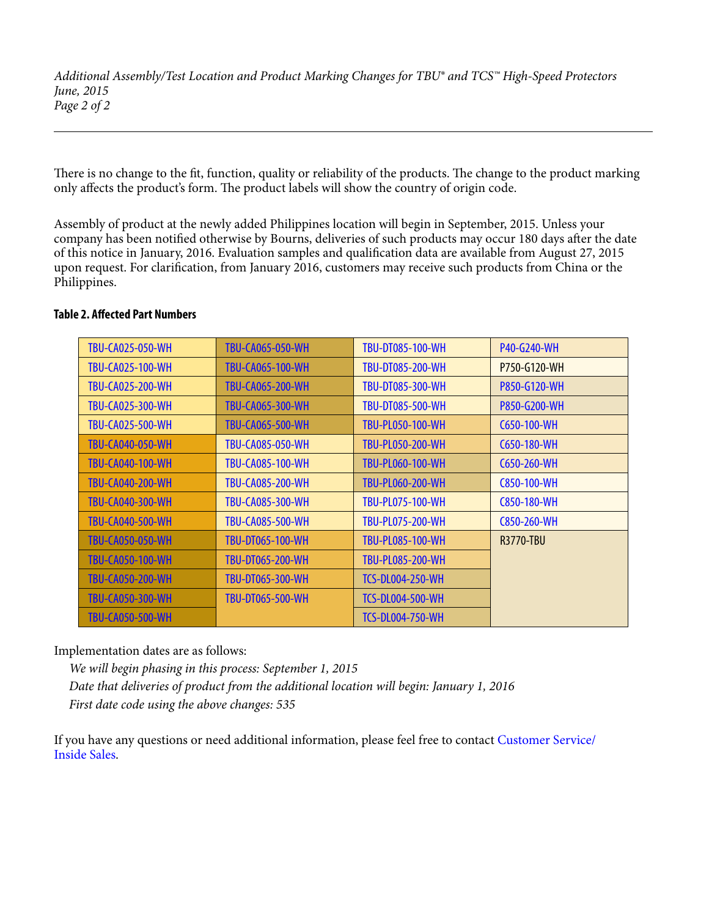There is no change to the fit, function, quality or reliability of the products. The change to the product marking only affects the product's form. The product labels will show the country of origin code.

Assembly of product at the newly added Philippines location will begin in September, 2015. Unless your company has been notified otherwise by Bourns, deliveries of such products may occur 180 days after the date of this notice in January, 2016. Evaluation samples and qualification data are available from August 27, 2015 upon request. For clarification, from January 2016, customers may receive such products from China or the Philippines.

**Table 2. Affected Part Numbers**

| | | | |
|---|---|---|---|
| TBU-CA025-050-WH | TBU-CA065-050-WH | TBU-DT085-100-WH | P40-G240-WH |
| TBU-CA025-100-WH | TBU-CA065-100-WH | TBU-DT085-200-WH | P750-G120-WH |
| TBU-CA025-200-WH | TBU-CA065-200-WH | TBU-DT085-300-WH | P850-G120-WH |
| TBU-CA025-300-WH | TBU-CA065-300-WH | TBU-DT085-500-WH | P850-G200-WH |
| TBU-CA025-500-WH | TBU-CA065-500-WH | TBU-PL050-100-WH | C650-100-WH |
| TBU-CA040-050-WH | TBU-CA085-050-WH | TBU-PL050-200-WH | C650-180-WH |
| TBU-CA040-100-WH | TBU-CA085-100-WH | TBU-PL060-100-WH | C650-260-WH |
| TBU-CA040-200-WH | TBU-CA085-200-WH | TBU-PL060-200-WH | C850-100-WH |
| TBU-CA040-300-WH | TBU-CA085-300-WH | TBU-PL075-100-WH | C850-180-WH |
| TBU-CA040-500-WH | TBU-CA085-500-WH | TBU-PL075-200-WH | C850-260-WH |
| TBU-CA050-050-WH | TBU-DT065-100-WH | TBU-PL085-100-WH | R3770-TBU |
| TBU-CA050-100-WH | TBU-DT065-200-WH | TBU-PL085-200-WH | |
| TBU-CA050-200-WH | TBU-DT065-300-WH | TCS-DL004-250-WH | |
| TBU-CA050-300-WH | TBU-DT065-500-WH | TCS-DL004-500-WH | |
| TBU-CA050-500-WH | | TCS-DL004-750-WH | |

Implementation dates are as follows:

*We will begin phasing in this process: September 1, 2015*

*Date that deliveries of product from the additional location will begin: January 1, 2016*

*First date code using the above changes: 535*

If you have any questions or need additional information, please feel free to contact Customer Service/ Inside Sales.